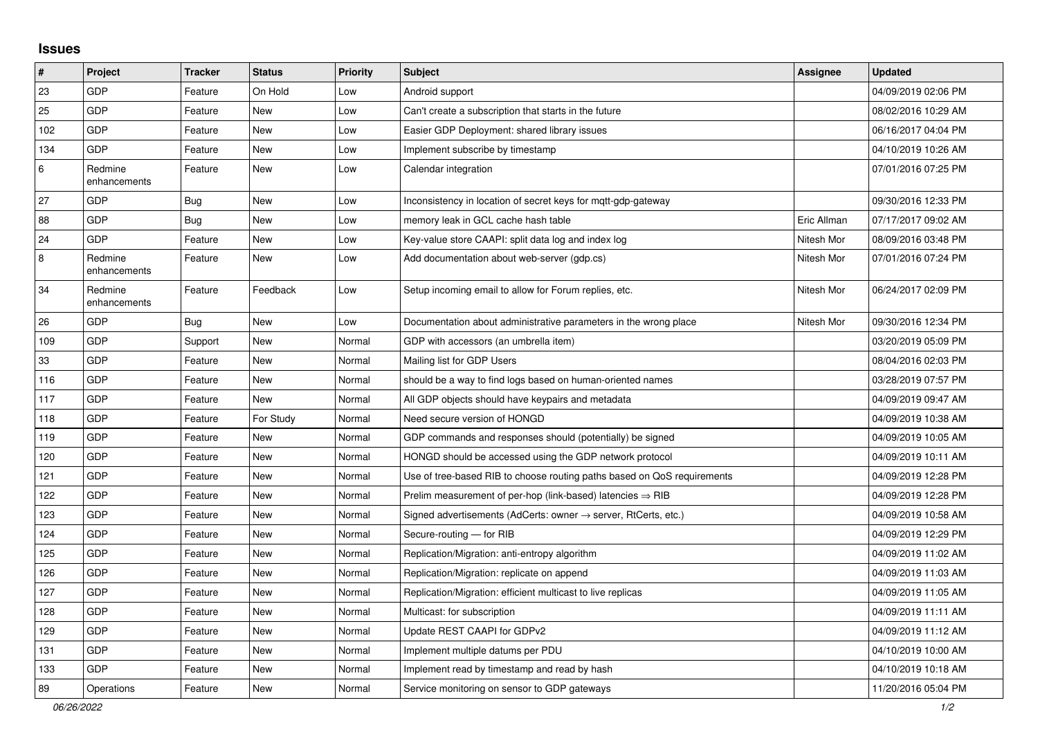## Issues

| # | Project | Tracker | Status | Priority | Subject | Assignee | Updated |
|---|---|---|---|---|---|---|---|
| 23 | GDP | Feature | On Hold | Low | Android support | | 04/09/2019 02:06 PM |
| 25 | GDP | Feature | New | Low | Can't create a subscription that starts in the future | | 08/02/2016 10:29 AM |
| 102 | GDP | Feature | New | Low | Easier GDP Deployment: shared library issues | | 06/16/2017 04:04 PM |
| 134 | GDP | Feature | New | Low | Implement subscribe by timestamp | | 04/10/2019 10:26 AM |
| 6 | Redmine enhancements | Feature | New | Low | Calendar integration | | 07/01/2016 07:25 PM |
| 27 | GDP | Bug | New | Low | Inconsistency in location of secret keys for mqtt-gdp-gateway | | 09/30/2016 12:33 PM |
| 88 | GDP | Bug | New | Low | memory leak in GCL cache hash table | Eric Allman | 07/17/2017 09:02 AM |
| 24 | GDP | Feature | New | Low | Key-value store CAAPI: split data log and index log | Nitesh Mor | 08/09/2016 03:48 PM |
| 8 | Redmine enhancements | Feature | New | Low | Add documentation about web-server (gdp.cs) | Nitesh Mor | 07/01/2016 07:24 PM |
| 34 | Redmine enhancements | Feature | Feedback | Low | Setup incoming email to allow for Forum replies, etc. | Nitesh Mor | 06/24/2017 02:09 PM |
| 26 | GDP | Bug | New | Low | Documentation about administrative parameters in the wrong place | Nitesh Mor | 09/30/2016 12:34 PM |
| 109 | GDP | Support | New | Normal | GDP with accessors (an umbrella item) | | 03/20/2019 05:09 PM |
| 33 | GDP | Feature | New | Normal | Mailing list for GDP Users | | 08/04/2016 02:03 PM |
| 116 | GDP | Feature | New | Normal | should be a way to find logs based on human-oriented names | | 03/28/2019 07:57 PM |
| 117 | GDP | Feature | New | Normal | All GDP objects should have keypairs and metadata | | 04/09/2019 09:47 AM |
| 118 | GDP | Feature | For Study | Normal | Need secure version of HONGD | | 04/09/2019 10:38 AM |
| 119 | GDP | Feature | New | Normal | GDP commands and responses should (potentially) be signed | | 04/09/2019 10:05 AM |
| 120 | GDP | Feature | New | Normal | HONGD should be accessed using the GDP network protocol | | 04/09/2019 10:11 AM |
| 121 | GDP | Feature | New | Normal | Use of tree-based RIB to choose routing paths based on QoS requirements | | 04/09/2019 12:28 PM |
| 122 | GDP | Feature | New | Normal | Prelim measurement of per-hop (link-based) latencies ⇒ RIB | | 04/09/2019 12:28 PM |
| 123 | GDP | Feature | New | Normal | Signed advertisements (AdCerts: owner → server, RtCerts, etc.) | | 04/09/2019 10:58 AM |
| 124 | GDP | Feature | New | Normal | Secure-routing — for RIB | | 04/09/2019 12:29 PM |
| 125 | GDP | Feature | New | Normal | Replication/Migration: anti-entropy algorithm | | 04/09/2019 11:02 AM |
| 126 | GDP | Feature | New | Normal | Replication/Migration: replicate on append | | 04/09/2019 11:03 AM |
| 127 | GDP | Feature | New | Normal | Replication/Migration: efficient multicast to live replicas | | 04/09/2019 11:05 AM |
| 128 | GDP | Feature | New | Normal | Multicast: for subscription | | 04/09/2019 11:11 AM |
| 129 | GDP | Feature | New | Normal | Update REST CAAPI for GDPv2 | | 04/09/2019 11:12 AM |
| 131 | GDP | Feature | New | Normal | Implement multiple datums per PDU | | 04/10/2019 10:00 AM |
| 133 | GDP | Feature | New | Normal | Implement read by timestamp and read by hash | | 04/10/2019 10:18 AM |
| 89 | Operations | Feature | New | Normal | Service monitoring on sensor to GDP gateways | | 11/20/2016 05:04 PM |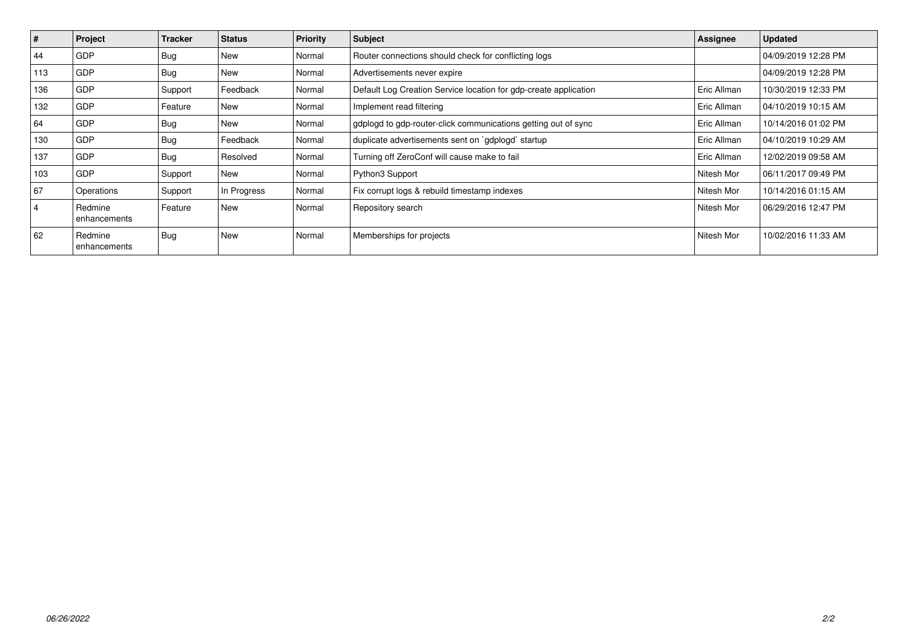| # | Project | Tracker | Status | Priority | Subject | Assignee | Updated |
|---|---|---|---|---|---|---|---|
| 44 | GDP | Bug | New | Normal | Router connections should check for conflicting logs | | 04/09/2019 12:28 PM |
| 113 | GDP | Bug | New | Normal | Advertisements never expire | | 04/09/2019 12:28 PM |
| 136 | GDP | Support | Feedback | Normal | Default Log Creation Service location for gdp-create application | Eric Allman | 10/30/2019 12:33 PM |
| 132 | GDP | Feature | New | Normal | Implement read filtering | Eric Allman | 04/10/2019 10:15 AM |
| 64 | GDP | Bug | New | Normal | gdplogd to gdp-router-click communications getting out of sync | Eric Allman | 10/14/2016 01:02 PM |
| 130 | GDP | Bug | Feedback | Normal | duplicate advertisements sent on `gdplogd` startup | Eric Allman | 04/10/2019 10:29 AM |
| 137 | GDP | Bug | Resolved | Normal | Turning off ZeroConf will cause make to fail | Eric Allman | 12/02/2019 09:58 AM |
| 103 | GDP | Support | New | Normal | Python3 Support | Nitesh Mor | 06/11/2017 09:49 PM |
| 67 | Operations | Support | In Progress | Normal | Fix corrupt logs & rebuild timestamp indexes | Nitesh Mor | 10/14/2016 01:15 AM |
| 4 | Redmine enhancements | Feature | New | Normal | Repository search | Nitesh Mor | 06/29/2016 12:47 PM |
| 62 | Redmine enhancements | Bug | New | Normal | Memberships for projects | Nitesh Mor | 10/02/2016 11:33 AM |

*06/26/2022*